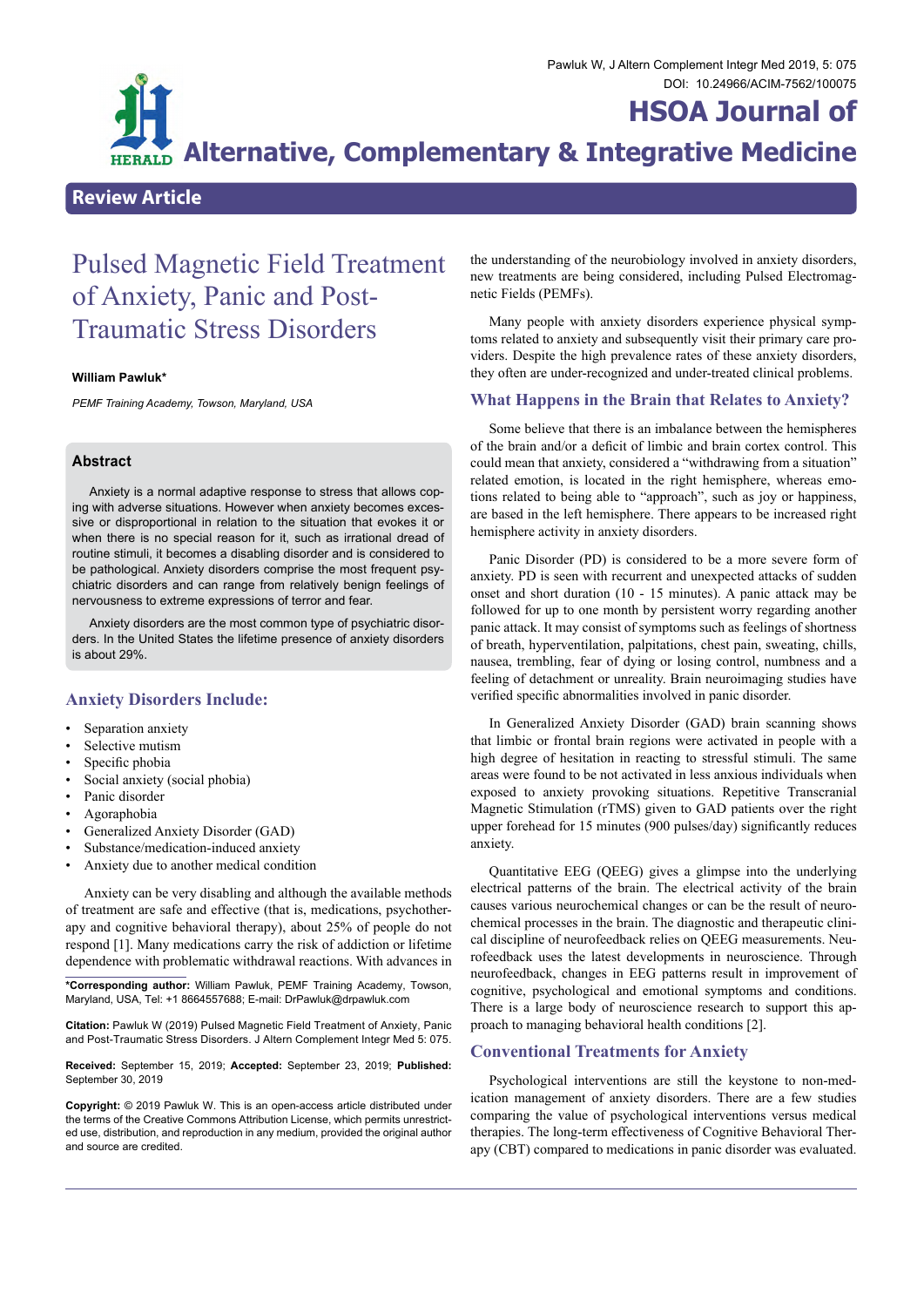## Review Article

# Pulsed Magnetic Field Treatment of Anxiety, Panic and Post-Traumatic Stress Disorders

**William Pawluk***

*PEMF Training Academy, Towson, Maryland, USA*

### Abstract

Anxiety is a normal adaptive response to stress that allows coping with adverse situations. However when anxiety becomes excessive or disproportional in relation to the situation that evokes it or when there is no special reason for it, such as irrational dread of routine stimuli, it becomes a disabling disorder and is considered to be pathological. Anxiety disorders comprise the most frequent psychiatric disorders and can range from relatively benign feelings of nervousness to extreme expressions of terror and fear.

Anxiety disorders are the most common type of psychiatric disorders. In the United States the lifetime presence of anxiety disorders is about 29%.

## Anxiety Disorders Include:

- Separation anxiety
- Selective mutism
- Specific phobia
- Social anxiety (social phobia)
- Panic disorder
- Agoraphobia
- Generalized Anxiety Disorder (GAD)
- Substance/medication-induced anxiety
- Anxiety due to another medical condition

Anxiety can be very disabling and although the available methods of treatment are safe and effective (that is, medications, psychotherapy and cognitive behavioral therapy), about 25% of people do not respond [1]. Many medications carry the risk of addiction or lifetime dependence with problematic withdrawal reactions. With advances in the understanding of the neurobiology involved in anxiety disorders, new treatments are being considered, including Pulsed Electromagnetic Fields (PEMFs).

Many people with anxiety disorders experience physical symptoms related to anxiety and subsequently visit their primary care providers. Despite the high prevalence rates of these anxiety disorders, they often are under-recognized and under-treated clinical problems.

## What Happens in the Brain that Relates to Anxiety?

Some believe that there is an imbalance between the hemispheres of the brain and/or a deficit of limbic and brain cortex control. This could mean that anxiety, considered a "withdrawing from a situation" related emotion, is located in the right hemisphere, whereas emotions related to being able to "approach", such as joy or happiness, are based in the left hemisphere. There appears to be increased right hemisphere activity in anxiety disorders.

Panic Disorder (PD) is considered to be a more severe form of anxiety. PD is seen with recurrent and unexpected attacks of sudden onset and short duration (10 - 15 minutes). A panic attack may be followed for up to one month by persistent worry regarding another panic attack. It may consist of symptoms such as feelings of shortness of breath, hyperventilation, palpitations, chest pain, sweating, chills, nausea, trembling, fear of dying or losing control, numbness and a feeling of detachment or unreality. Brain neuroimaging studies have verified specific abnormalities involved in panic disorder.

In Generalized Anxiety Disorder (GAD) brain scanning shows that limbic or frontal brain regions were activated in people with a high degree of hesitation in reacting to stressful stimuli. The same areas were found to be not activated in less anxious individuals when exposed to anxiety provoking situations. Repetitive Transcranial Magnetic Stimulation (rTMS) given to GAD patients over the right upper forehead for 15 minutes (900 pulses/day) significantly reduces anxiety.

Quantitative EEG (QEEG) gives a glimpse into the underlying electrical patterns of the brain. The electrical activity of the brain causes various neurochemical changes or can be the result of neurochemical processes in the brain. The diagnostic and therapeutic clinical discipline of neurofeedback relies on QEEG measurements. Neurofeedback uses the latest developments in neuroscience. Through neurofeedback, changes in EEG patterns result in improvement of cognitive, psychological and emotional symptoms and conditions. There is a large body of neuroscience research to support this approach to managing behavioral health conditions [2].

## Conventional Treatments for Anxiety

Psychological interventions are still the keystone to non-medication management of anxiety disorders. There are a few studies comparing the value of psychological interventions versus medical therapies. The long-term effectiveness of Cognitive Behavioral Therapy (CBT) compared to medications in panic disorder was evaluated.

---

***Corresponding author:** William Pawluk, PEMF Training Academy, Towson, Maryland, USA, Tel: +1 8664557688; E-mail: DrPawluk@drpawluk.com

**Citation:** Pawluk W (2019) Pulsed Magnetic Field Treatment of Anxiety, Panic and Post-Traumatic Stress Disorders. J Altern Complement Integr Med 5: 075.

**Received:** September 15, 2019; **Accepted:** September 23, 2019; **Published:** September 30, 2019

**Copyright:** © 2019 Pawluk W. This is an open-access article distributed under the terms of the Creative Commons Attribution License, which permits unrestricted use, distribution, and reproduction in any medium, provided the original author and source are credited.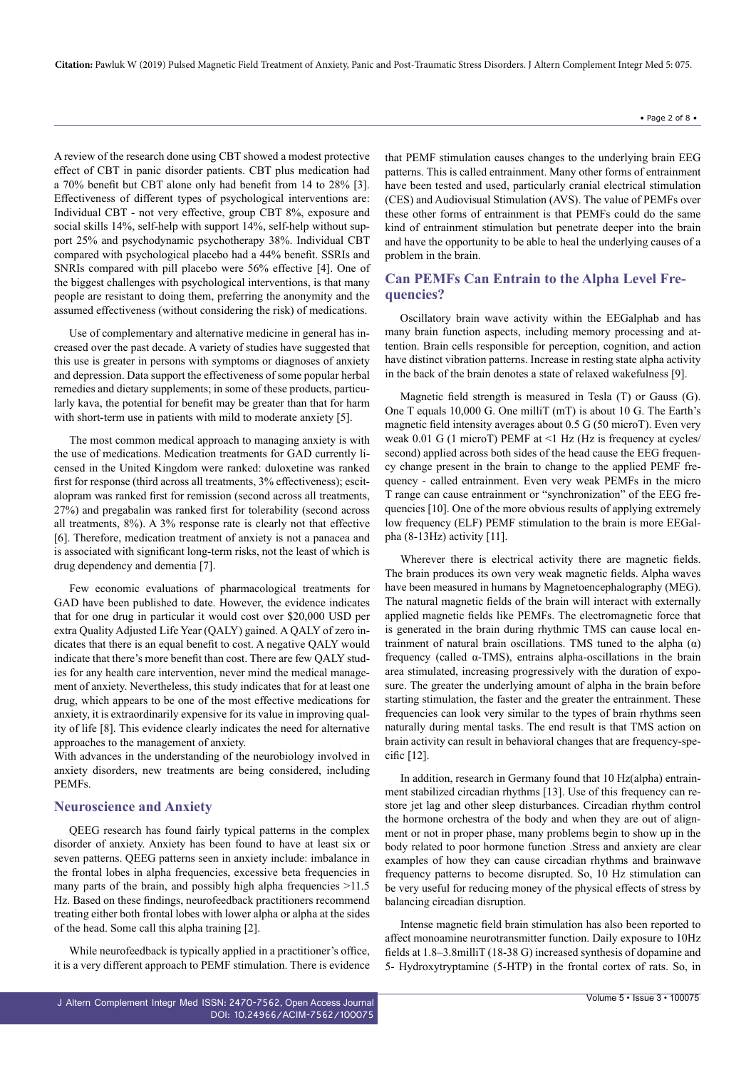A review of the research done using CBT showed a modest protective effect of CBT in panic disorder patients. CBT plus medication had a 70% benefit but CBT alone only had benefit from 14 to 28% [3]. Effectiveness of different types of psychological interventions are: Individual CBT - not very effective, group CBT 8%, exposure and social skills 14%, self-help with support 14%, self-help without support 25% and psychodynamic psychotherapy 38%. Individual CBT compared with psychological placebo had a 44% benefit. SSRIs and SNRIs compared with pill placebo were 56% effective [4]. One of the biggest challenges with psychological interventions, is that many people are resistant to doing them, preferring the anonymity and the assumed effectiveness (without considering the risk) of medications.

Use of complementary and alternative medicine in general has increased over the past decade. A variety of studies have suggested that this use is greater in persons with symptoms or diagnoses of anxiety and depression. Data support the effectiveness of some popular herbal remedies and dietary supplements; in some of these products, particularly kava, the potential for benefit may be greater than that for harm with short-term use in patients with mild to moderate anxiety [5].

The most common medical approach to managing anxiety is with the use of medications. Medication treatments for GAD currently licensed in the United Kingdom were ranked: duloxetine was ranked first for response (third across all treatments, 3% effectiveness); escitalopram was ranked first for remission (second across all treatments, 27%) and pregabalin was ranked first for tolerability (second across all treatments, 8%). A 3% response rate is clearly not that effective [6]. Therefore, medication treatment of anxiety is not a panacea and is associated with significant long-term risks, not the least of which is drug dependency and dementia [7].

Few economic evaluations of pharmacological treatments for GAD have been published to date. However, the evidence indicates that for one drug in particular it would cost over $20,000 USD per extra Quality Adjusted Life Year (QALY) gained. A QALY of zero indicates that there is an equal benefit to cost. A negative QALY would indicate that there's more benefit than cost. There are few QALY studies for any health care intervention, never mind the medical management of anxiety. Nevertheless, this study indicates that for at least one drug, which appears to be one of the most effective medications for anxiety, it is extraordinarily expensive for its value in improving quality of life [8]. This evidence clearly indicates the need for alternative approaches to the management of anxiety.

With advances in the understanding of the neurobiology involved in anxiety disorders, new treatments are being considered, including PEMFs.

## Neuroscience and Anxiety

QEEG research has found fairly typical patterns in the complex disorder of anxiety. Anxiety has been found to have at least six or seven patterns. QEEG patterns seen in anxiety include: imbalance in the frontal lobes in alpha frequencies, excessive beta frequencies in many parts of the brain, and possibly high alpha frequencies >11.5 Hz. Based on these findings, neurofeedback practitioners recommend treating either both frontal lobes with lower alpha or alpha at the sides of the head. Some call this alpha training [2].

While neurofeedback is typically applied in a practitioner's office, it is a very different approach to PEMF stimulation. There is evidence that PEMF stimulation causes changes to the underlying brain EEG patterns. This is called entrainment. Many other forms of entrainment have been tested and used, particularly cranial electrical stimulation (CES) and Audiovisual Stimulation (AVS). The value of PEMFs over these other forms of entrainment is that PEMFs could do the same kind of entrainment stimulation but penetrate deeper into the brain and have the opportunity to be able to heal the underlying causes of a problem in the brain.

## Can PEMFs Can Entrain to the Alpha Level Frequencies?

Oscillatory brain wave activity within the EEGalphab and has many brain function aspects, including memory processing and attention. Brain cells responsible for perception, cognition, and action have distinct vibration patterns. Increase in resting state alpha activity in the back of the brain denotes a state of relaxed wakefulness [9].

Magnetic field strength is measured in Tesla (T) or Gauss (G). One T equals 10,000 G. One milliT (mT) is about 10 G. The Earth's magnetic field intensity averages about 0.5 G (50 microT). Even very weak 0.01 G (1 microT) PEMF at <1 Hz (Hz is frequency at cycles/second) applied across both sides of the head cause the EEG frequency change present in the brain to change to the applied PEMF frequency - called entrainment. Even very weak PEMFs in the micro T range can cause entrainment or "synchronization" of the EEG frequencies [10]. One of the more obvious results of applying extremely low frequency (ELF) PEMF stimulation to the brain is more EEGalpha (8-13Hz) activity [11].

Wherever there is electrical activity there are magnetic fields. The brain produces its own very weak magnetic fields. Alpha waves have been measured in humans by Magnetoencephalography (MEG). The natural magnetic fields of the brain will interact with externally applied magnetic fields like PEMFs. The electromagnetic force that is generated in the brain during rhythmic TMS can cause local entrainment of natural brain oscillations. TMS tuned to the alpha ($\alpha$) frequency (called $\alpha$-TMS), entrains alpha-oscillations in the brain area stimulated, increasing progressively with the duration of exposure. The greater the underlying amount of alpha in the brain before starting stimulation, the faster and the greater the entrainment. These frequencies can look very similar to the types of brain rhythms seen naturally during mental tasks. The end result is that TMS action on brain activity can result in behavioral changes that are frequency-specific [12].

In addition, research in Germany found that 10 Hz(alpha) entrainment stabilized circadian rhythms [13]. Use of this frequency can restore jet lag and other sleep disturbances. Circadian rhythm control the hormone orchestra of the body and when they are out of alignment or not in proper phase, many problems begin to show up in the body related to poor hormone function .Stress and anxiety are clear examples of how they can cause circadian rhythms and brainwave frequency patterns to become disrupted. So, 10 Hz stimulation can be very useful for reducing money of the physical effects of stress by balancing circadian disruption.

Intense magnetic field brain stimulation has also been reported to affect monoamine neurotransmitter function. Daily exposure to 10Hz fields at 1.8–3.8milliT (18-38 G) increased synthesis of dopamine and 5- Hydroxytryptamine (5-HTP) in the frontal cortex of rats. So, in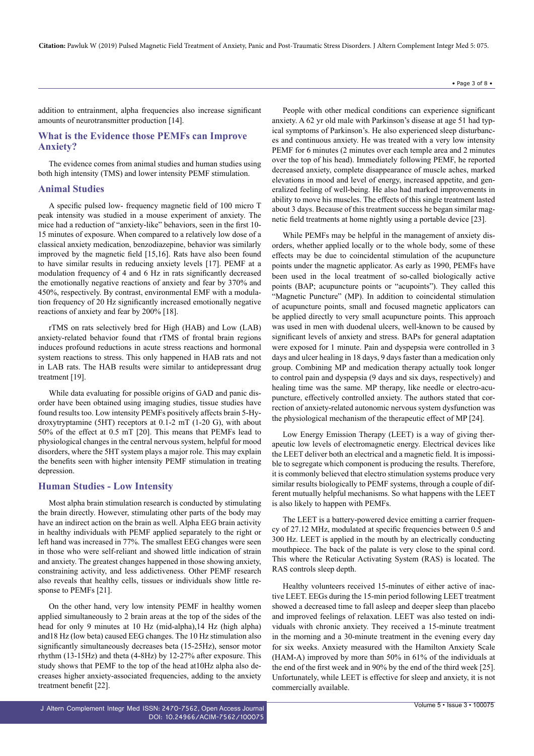addition to entrainment, alpha frequencies also increase significant amounts of neurotransmitter production [14].

## What is the Evidence those PEMFs can Improve Anxiety?

The evidence comes from animal studies and human studies using both high intensity (TMS) and lower intensity PEMF stimulation.

### Animal Studies

A specific pulsed low- frequency magnetic field of 100 micro T peak intensity was studied in a mouse experiment of anxiety. The mice had a reduction of "anxiety-like" behaviors, seen in the first 10-15 minutes of exposure. When compared to a relatively low dose of a classical anxiety medication, benzodiazepine, behavior was similarly improved by the magnetic field [15,16]. Rats have also been found to have similar results in reducing anxiety levels [17]. PEMF at a modulation frequency of 4 and 6 Hz in rats significantly decreased the emotionally negative reactions of anxiety and fear by 370% and 450%, respectively. By contrast, environmental EMF with a modulation frequency of 20 Hz significantly increased emotionally negative reactions of anxiety and fear by 200% [18].

rTMS on rats selectively bred for High (HAB) and Low (LAB) anxiety-related behavior found that rTMS of frontal brain regions induces profound reductions in acute stress reactions and hormonal system reactions to stress. This only happened in HAB rats and not in LAB rats. The HAB results were similar to antidepressant drug treatment [19].

While data evaluating for possible origins of GAD and panic disorder have been obtained using imaging studies, tissue studies have found results too. Low intensity PEMFs positively affects brain 5-Hydroxytryptamine (5HT) receptors at 0.1-2 mT (1-20 G), with about 50% of the effect at 0.5 mT [20]. This means that PEMFs lead to physiological changes in the central nervous system, helpful for mood disorders, where the 5HT system plays a major role. This may explain the benefits seen with higher intensity PEMF stimulation in treating depression.

### Human Studies - Low Intensity

Most alpha brain stimulation research is conducted by stimulating the brain directly. However, stimulating other parts of the body may have an indirect action on the brain as well. Alpha EEG brain activity in healthy individuals with PEMF applied separately to the right or left hand was increased in 77%. The smallest EEG changes were seen in those who were self-reliant and showed little indication of strain and anxiety. The greatest changes happened in those showing anxiety, constraining activity, and less addictiveness. Other PEMF research also reveals that healthy cells, tissues or individuals show little response to PEMFs [21].

On the other hand, very low intensity PEMF in healthy women applied simultaneously to 2 brain areas at the top of the sides of the head for only 9 minutes at 10 Hz (mid-alpha),14 Hz (high alpha) and18 Hz (low beta) caused EEG changes. The 10 Hz stimulation also significantly simultaneously decreases beta (15-25Hz), sensor motor rhythm (13-15Hz) and theta (4-8Hz) by 12-27% after exposure. This study shows that PEMF to the top of the head at10Hz alpha also decreases higher anxiety-associated frequencies, adding to the anxiety treatment benefit [22].

People with other medical conditions can experience significant anxiety. A 62 yr old male with Parkinson's disease at age 51 had typical symptoms of Parkinson's. He also experienced sleep disturbances and continuous anxiety. He was treated with a very low intensity PEMF for 6 minutes (2 minutes over each temple area and 2 minutes over the top of his head). Immediately following PEMF, he reported decreased anxiety, complete disappearance of muscle aches, marked elevations in mood and level of energy, increased appetite, and generalized feeling of well-being. He also had marked improvements in ability to move his muscles. The effects of this single treatment lasted about 3 days. Because of this treatment success he began similar magnetic field treatments at home nightly using a portable device [23].

While PEMFs may be helpful in the management of anxiety disorders, whether applied locally or to the whole body, some of these effects may be due to coincidental stimulation of the acupuncture points under the magnetic applicator. As early as 1990, PEMFs have been used in the local treatment of so-called biologically active points (BAP; acupuncture points or "acupoints"). They called this "Magnetic Puncture" (MP). In addition to coincidental stimulation of acupuncture points, small and focused magnetic applicators can be applied directly to very small acupuncture points. This approach was used in men with duodenal ulcers, well-known to be caused by significant levels of anxiety and stress. BAPs for general adaptation were exposed for 1 minute. Pain and dyspepsia were controlled in 3 days and ulcer healing in 18 days, 9 days faster than a medication only group. Combining MP and medication therapy actually took longer to control pain and dyspepsia (9 days and six days, respectively) and healing time was the same. MP therapy, like needle or electro-acupuncture, effectively controlled anxiety. The authors stated that correction of anxiety-related autonomic nervous system dysfunction was the physiological mechanism of the therapeutic effect of MP [24].

Low Energy Emission Therapy (LEET) is a way of giving therapeutic low levels of electromagnetic energy. Electrical devices like the LEET deliver both an electrical and a magnetic field. It is impossible to segregate which component is producing the results. Therefore, it is commonly believed that electro stimulation systems produce very similar results biologically to PEMF systems, through a couple of different mutually helpful mechanisms. So what happens with the LEET is also likely to happen with PEMFs.

The LEET is a battery-powered device emitting a carrier frequency of 27.12 MHz, modulated at specific frequencies between 0.5 and 300 Hz. LEET is applied in the mouth by an electrically conducting mouthpiece. The back of the palate is very close to the spinal cord. This where the Reticular Activating System (RAS) is located. The RAS controls sleep depth.

Healthy volunteers received 15-minutes of either active of inactive LEET. EEGs during the 15-min period following LEET treatment showed a decreased time to fall asleep and deeper sleep than placebo and improved feelings of relaxation. LEET was also tested on individuals with chronic anxiety. They received a 15-minute treatment in the morning and a 30-minute treatment in the evening every day for six weeks. Anxiety measured with the Hamilton Anxiety Scale (HAM-A) improved by more than 50% in 61% of the individuals at the end of the first week and in 90% by the end of the third week [25]. Unfortunately, while LEET is effective for sleep and anxiety, it is not commercially available.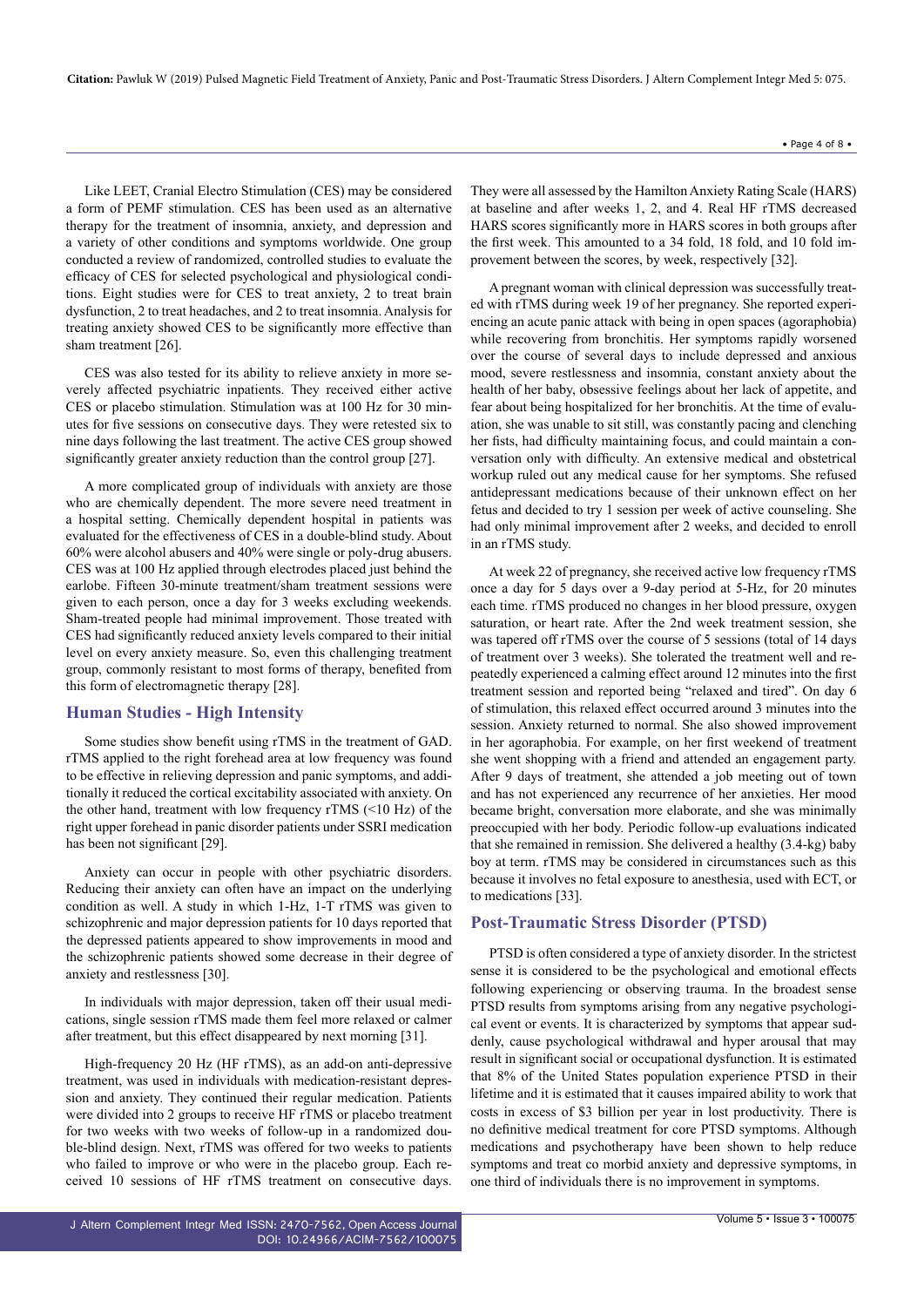Like LEET, Cranial Electro Stimulation (CES) may be considered a form of PEMF stimulation. CES has been used as an alternative therapy for the treatment of insomnia, anxiety, and depression and a variety of other conditions and symptoms worldwide. One group conducted a review of randomized, controlled studies to evaluate the efficacy of CES for selected psychological and physiological conditions. Eight studies were for CES to treat anxiety, 2 to treat brain dysfunction, 2 to treat headaches, and 2 to treat insomnia. Analysis for treating anxiety showed CES to be significantly more effective than sham treatment [26].

CES was also tested for its ability to relieve anxiety in more severely affected psychiatric inpatients. They received either active CES or placebo stimulation. Stimulation was at 100 Hz for 30 minutes for five sessions on consecutive days. They were retested six to nine days following the last treatment. The active CES group showed significantly greater anxiety reduction than the control group [27].

A more complicated group of individuals with anxiety are those who are chemically dependent. The more severe need treatment in a hospital setting. Chemically dependent hospital in patients was evaluated for the effectiveness of CES in a double-blind study. About 60% were alcohol abusers and 40% were single or poly-drug abusers. CES was at 100 Hz applied through electrodes placed just behind the earlobe. Fifteen 30-minute treatment/sham treatment sessions were given to each person, once a day for 3 weeks excluding weekends. Sham-treated people had minimal improvement. Those treated with CES had significantly reduced anxiety levels compared to their initial level on every anxiety measure. So, even this challenging treatment group, commonly resistant to most forms of therapy, benefited from this form of electromagnetic therapy [28].

## Human Studies - High Intensity

Some studies show benefit using rTMS in the treatment of GAD. rTMS applied to the right forehead area at low frequency was found to be effective in relieving depression and panic symptoms, and additionally it reduced the cortical excitability associated with anxiety. On the other hand, treatment with low frequency rTMS (<10 Hz) of the right upper forehead in panic disorder patients under SSRI medication has been not significant [29].

Anxiety can occur in people with other psychiatric disorders. Reducing their anxiety can often have an impact on the underlying condition as well. A study in which 1-Hz, 1-T rTMS was given to schizophrenic and major depression patients for 10 days reported that the depressed patients appeared to show improvements in mood and the schizophrenic patients showed some decrease in their degree of anxiety and restlessness [30].

In individuals with major depression, taken off their usual medications, single session rTMS made them feel more relaxed or calmer after treatment, but this effect disappeared by next morning [31].

High-frequency 20 Hz (HF rTMS), as an add-on anti-depressive treatment, was used in individuals with medication-resistant depression and anxiety. They continued their regular medication. Patients were divided into 2 groups to receive HF rTMS or placebo treatment for two weeks with two weeks of follow-up in a randomized double-blind design. Next, rTMS was offered for two weeks to patients who failed to improve or who were in the placebo group. Each received 10 sessions of HF rTMS treatment on consecutive days. They were all assessed by the Hamilton Anxiety Rating Scale (HARS) at baseline and after weeks 1, 2, and 4. Real HF rTMS decreased HARS scores significantly more in HARS scores in both groups after the first week. This amounted to a 34 fold, 18 fold, and 10 fold improvement between the scores, by week, respectively [32].

A pregnant woman with clinical depression was successfully treated with rTMS during week 19 of her pregnancy. She reported experiencing an acute panic attack with being in open spaces (agoraphobia) while recovering from bronchitis. Her symptoms rapidly worsened over the course of several days to include depressed and anxious mood, severe restlessness and insomnia, constant anxiety about the health of her baby, obsessive feelings about her lack of appetite, and fear about being hospitalized for her bronchitis. At the time of evaluation, she was unable to sit still, was constantly pacing and clenching her fists, had difficulty maintaining focus, and could maintain a conversation only with difficulty. An extensive medical and obstetrical workup ruled out any medical cause for her symptoms. She refused antidepressant medications because of their unknown effect on her fetus and decided to try 1 session per week of active counseling. She had only minimal improvement after 2 weeks, and decided to enroll in an rTMS study.

At week 22 of pregnancy, she received active low frequency rTMS once a day for 5 days over a 9-day period at 5-Hz, for 20 minutes each time. rTMS produced no changes in her blood pressure, oxygen saturation, or heart rate. After the 2nd week treatment session, she was tapered off rTMS over the course of 5 sessions (total of 14 days of treatment over 3 weeks). She tolerated the treatment well and repeatedly experienced a calming effect around 12 minutes into the first treatment session and reported being "relaxed and tired". On day 6 of stimulation, this relaxed effect occurred around 3 minutes into the session. Anxiety returned to normal. She also showed improvement in her agoraphobia. For example, on her first weekend of treatment she went shopping with a friend and attended an engagement party. After 9 days of treatment, she attended a job meeting out of town and has not experienced any recurrence of her anxieties. Her mood became bright, conversation more elaborate, and she was minimally preoccupied with her body. Periodic follow-up evaluations indicated that she remained in remission. She delivered a healthy (3.4-kg) baby boy at term. rTMS may be considered in circumstances such as this because it involves no fetal exposure to anesthesia, used with ECT, or to medications [33].

## Post-Traumatic Stress Disorder (PTSD)

PTSD is often considered a type of anxiety disorder. In the strictest sense it is considered to be the psychological and emotional effects following experiencing or observing trauma. In the broadest sense PTSD results from symptoms arising from any negative psychological event or events. It is characterized by symptoms that appear suddenly, cause psychological withdrawal and hyper arousal that may result in significant social or occupational dysfunction. It is estimated that 8% of the United States population experience PTSD in their lifetime and it is estimated that it causes impaired ability to work that costs in excess of $3 billion per year in lost productivity. There is no definitive medical treatment for core PTSD symptoms. Although medications and psychotherapy have been shown to help reduce symptoms and treat co morbid anxiety and depressive symptoms, in one third of individuals there is no improvement in symptoms.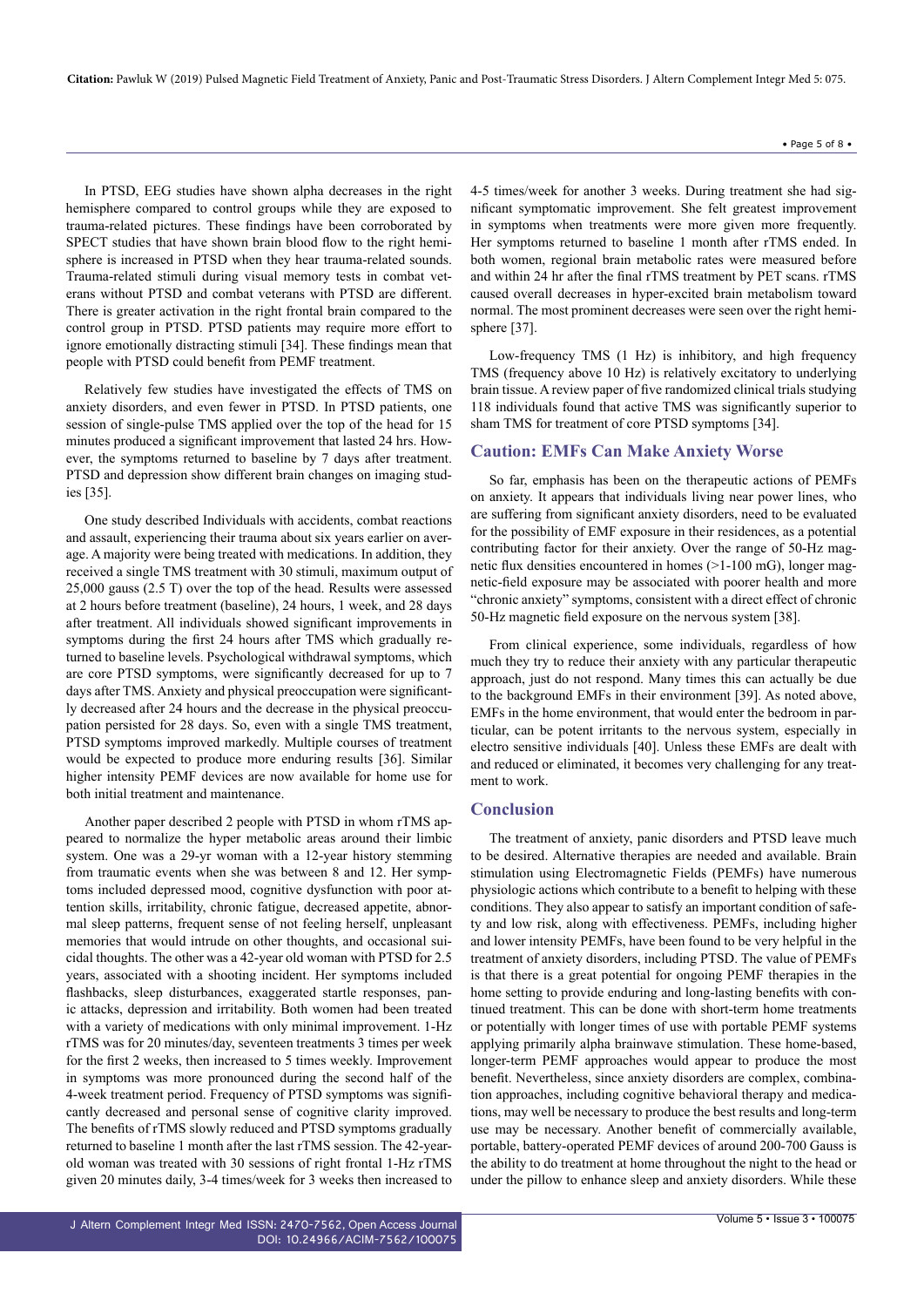In PTSD, EEG studies have shown alpha decreases in the right hemisphere compared to control groups while they are exposed to trauma-related pictures. These findings have been corroborated by SPECT studies that have shown brain blood flow to the right hemisphere is increased in PTSD when they hear trauma-related sounds. Trauma-related stimuli during visual memory tests in combat veterans without PTSD and combat veterans with PTSD are different. There is greater activation in the right frontal brain compared to the control group in PTSD. PTSD patients may require more effort to ignore emotionally distracting stimuli [34]. These findings mean that people with PTSD could benefit from PEMF treatment.

Relatively few studies have investigated the effects of TMS on anxiety disorders, and even fewer in PTSD. In PTSD patients, one session of single-pulse TMS applied over the top of the head for 15 minutes produced a significant improvement that lasted 24 hrs. However, the symptoms returned to baseline by 7 days after treatment. PTSD and depression show different brain changes on imaging studies [35].

One study described Individuals with accidents, combat reactions and assault, experiencing their trauma about six years earlier on average. A majority were being treated with medications. In addition, they received a single TMS treatment with 30 stimuli, maximum output of 25,000 gauss (2.5 T) over the top of the head. Results were assessed at 2 hours before treatment (baseline), 24 hours, 1 week, and 28 days after treatment. All individuals showed significant improvements in symptoms during the first 24 hours after TMS which gradually returned to baseline levels. Psychological withdrawal symptoms, which are core PTSD symptoms, were significantly decreased for up to 7 days after TMS. Anxiety and physical preoccupation were significantly decreased after 24 hours and the decrease in the physical preoccupation persisted for 28 days. So, even with a single TMS treatment, PTSD symptoms improved markedly. Multiple courses of treatment would be expected to produce more enduring results [36]. Similar higher intensity PEMF devices are now available for home use for both initial treatment and maintenance.

Another paper described 2 people with PTSD in whom rTMS appeared to normalize the hyper metabolic areas around their limbic system. One was a 29-yr woman with a 12-year history stemming from traumatic events when she was between 8 and 12. Her symptoms included depressed mood, cognitive dysfunction with poor attention skills, irritability, chronic fatigue, decreased appetite, abnormal sleep patterns, frequent sense of not feeling herself, unpleasant memories that would intrude on other thoughts, and occasional suicidal thoughts. The other was a 42-year old woman with PTSD for 2.5 years, associated with a shooting incident. Her symptoms included flashbacks, sleep disturbances, exaggerated startle responses, panic attacks, depression and irritability. Both women had been treated with a variety of medications with only minimal improvement. 1-Hz rTMS was for 20 minutes/day, seventeen treatments 3 times per week for the first 2 weeks, then increased to 5 times weekly. Improvement in symptoms was more pronounced during the second half of the 4-week treatment period. Frequency of PTSD symptoms was significantly decreased and personal sense of cognitive clarity improved. The benefits of rTMS slowly reduced and PTSD symptoms gradually returned to baseline 1 month after the last rTMS session. The 42-year-old woman was treated with 30 sessions of right frontal 1-Hz rTMS given 20 minutes daily, 3-4 times/week for 3 weeks then increased to 4-5 times/week for another 3 weeks. During treatment she had significant symptomatic improvement. She felt greatest improvement in symptoms when treatments were more given more frequently. Her symptoms returned to baseline 1 month after rTMS ended. In both women, regional brain metabolic rates were measured before and within 24 hr after the final rTMS treatment by PET scans. rTMS caused overall decreases in hyper-excited brain metabolism toward normal. The most prominent decreases were seen over the right hemisphere [37].

Low-frequency TMS (1 Hz) is inhibitory, and high frequency TMS (frequency above 10 Hz) is relatively excitatory to underlying brain tissue. A review paper of five randomized clinical trials studying 118 individuals found that active TMS was significantly superior to sham TMS for treatment of core PTSD symptoms [34].

## Caution: EMFs Can Make Anxiety Worse

So far, emphasis has been on the therapeutic actions of PEMFs on anxiety. It appears that individuals living near power lines, who are suffering from significant anxiety disorders, need to be evaluated for the possibility of EMF exposure in their residences, as a potential contributing factor for their anxiety. Over the range of 50-Hz magnetic flux densities encountered in homes (>1-100 mG), longer magnetic-field exposure may be associated with poorer health and more "chronic anxiety" symptoms, consistent with a direct effect of chronic 50-Hz magnetic field exposure on the nervous system [38].

From clinical experience, some individuals, regardless of how much they try to reduce their anxiety with any particular therapeutic approach, just do not respond. Many times this can actually be due to the background EMFs in their environment [39]. As noted above, EMFs in the home environment, that would enter the bedroom in particular, can be potent irritants to the nervous system, especially in electro sensitive individuals [40]. Unless these EMFs are dealt with and reduced or eliminated, it becomes very challenging for any treatment to work.

## Conclusion

The treatment of anxiety, panic disorders and PTSD leave much to be desired. Alternative therapies are needed and available. Brain stimulation using Electromagnetic Fields (PEMFs) have numerous physiologic actions which contribute to a benefit to helping with these conditions. They also appear to satisfy an important condition of safety and low risk, along with effectiveness. PEMFs, including higher and lower intensity PEMFs, have been found to be very helpful in the treatment of anxiety disorders, including PTSD. The value of PEMFs is that there is a great potential for ongoing PEMF therapies in the home setting to provide enduring and long-lasting benefits with continued treatment. This can be done with short-term home treatments or potentially with longer times of use with portable PEMF systems applying primarily alpha brainwave stimulation. These home-based, longer-term PEMF approaches would appear to produce the most benefit. Nevertheless, since anxiety disorders are complex, combination approaches, including cognitive behavioral therapy and medications, may well be necessary to produce the best results and long-term use may be necessary. Another benefit of commercially available, portable, battery-operated PEMF devices of around 200-700 Gauss is the ability to do treatment at home throughout the night to the head or under the pillow to enhance sleep and anxiety disorders. While these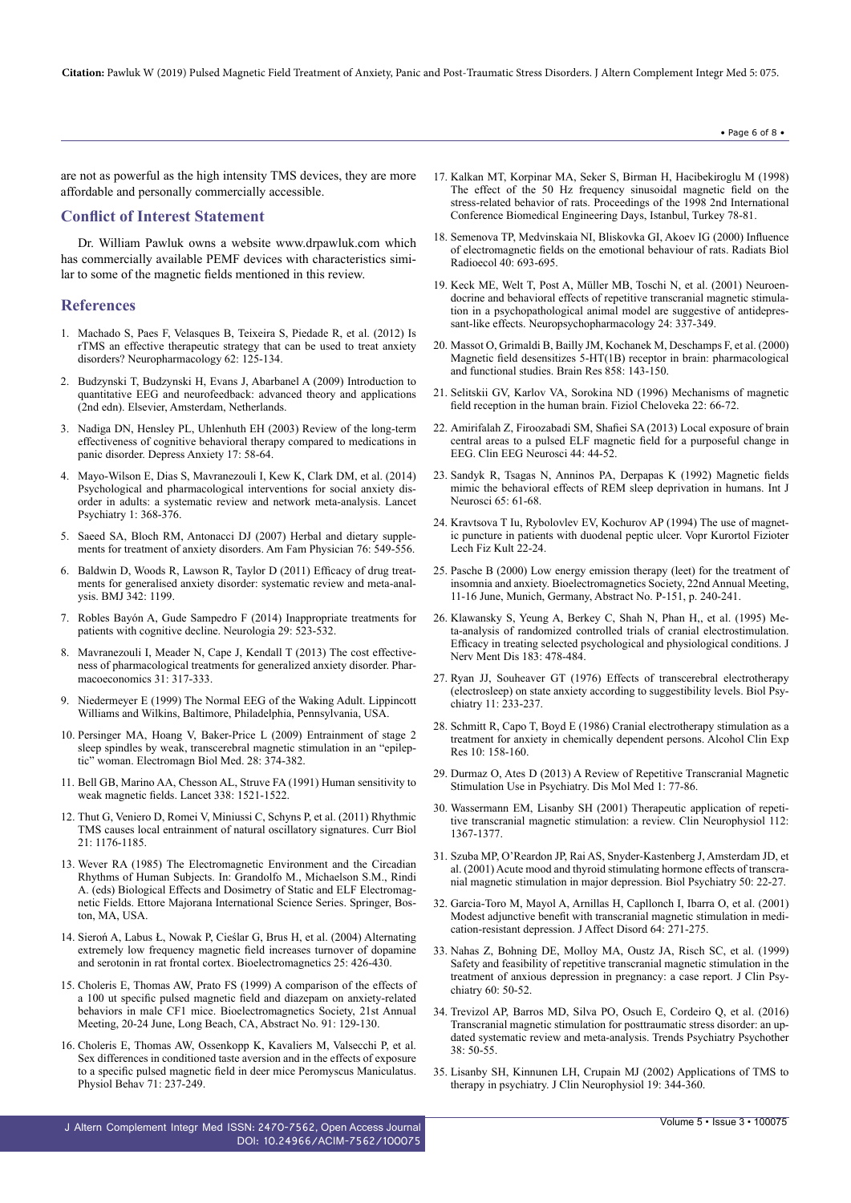are not as powerful as the high intensity TMS devices, they are more affordable and personally commercially accessible.

## Conflict of Interest Statement

Dr. William Pawluk owns a website www.drpawluk.com which has commercially available PEMF devices with characteristics similar to some of the magnetic fields mentioned in this review.

## References

1. Machado S, Paes F, Velasques B, Teixeira S, Piedade R, et al. (2012) Is rTMS an effective therapeutic strategy that can be used to treat anxiety disorders? Neuropharmacology 62: 125-134.
2. Budzynski T, Budzynski H, Evans J, Abarbanel A (2009) Introduction to quantitative EEG and neurofeedback: advanced theory and applications (2nd edn). Elsevier, Amsterdam, Netherlands.
3. Nadiga DN, Hensley PL, Uhlenhuth EH (2003) Review of the long-term effectiveness of cognitive behavioral therapy compared to medications in panic disorder. Depress Anxiety 17: 58-64.
4. Mayo-Wilson E, Dias S, Mavranezouli I, Kew K, Clark DM, et al. (2014) Psychological and pharmacological interventions for social anxiety disorder in adults: a systematic review and network meta-analysis. Lancet Psychiatry 1: 368-376.
5. Saeed SA, Bloch RM, Antonacci DJ (2007) Herbal and dietary supplements for treatment of anxiety disorders. Am Fam Physician 76: 549-556.
6. Baldwin D, Woods R, Lawson R, Taylor D (2011) Efficacy of drug treatments for generalised anxiety disorder: systematic review and meta-analysis. BMJ 342: 1199.
7. Robles Bayón A, Gude Sampedro F (2014) Inappropriate treatments for patients with cognitive decline. Neurologia 29: 523-532.
8. Mavranezouli I, Meader N, Cape J, Kendall T (2013) The cost effectiveness of pharmacological treatments for generalized anxiety disorder. Pharmacoeconomics 31: 317-333.
9. Niedermeyer E (1999) The Normal EEG of the Waking Adult. Lippincott Williams and Wilkins, Baltimore, Philadelphia, Pennsylvania, USA.
10. Persinger MA, Hoang V, Baker-Price L (2009) Entrainment of stage 2 sleep spindles by weak, transcerebral magnetic stimulation in an "epileptic" woman. Electromagn Biol Med. 28: 374-382.
11. Bell GB, Marino AA, Chesson AL, Struve FA (1991) Human sensitivity to weak magnetic fields. Lancet 338: 1521-1522.
12. Thut G, Veniero D, Romei V, Miniussi C, Schyns P, et al. (2011) Rhythmic TMS causes local entrainment of natural oscillatory signatures. Curr Biol 21: 1176-1185.
13. Wever RA (1985) The Electromagnetic Environment and the Circadian Rhythms of Human Subjects. In: Grandolfo M., Michaelson S.M., Rindi A. (eds) Biological Effects and Dosimetry of Static and ELF Electromagnetic Fields. Ettore Majorana International Science Series. Springer, Boston, MA, USA.
14. Sieroń A, Labus Ł, Nowak P, Cieślar G, Brus H, et al. (2004) Alternating extremely low frequency magnetic field increases turnover of dopamine and serotonin in rat frontal cortex. Bioelectromagnetics 25: 426-430.
15. Choleris E, Thomas AW, Prato FS (1999) A comparison of the effects of a 100 ut specific pulsed magnetic field and diazepam on anxiety-related behaviors in male CF1 mice. Bioelectromagnetics Society, 21st Annual Meeting, 20-24 June, Long Beach, CA, Abstract No. 91: 129-130.
16. Choleris E, Thomas AW, Ossenkopp K, Kavaliers M, Valsecchi P, et al. Sex differences in conditioned taste aversion and in the effects of exposure to a specific pulsed magnetic field in deer mice Peromyscus Maniculatus. Physiol Behav 71: 237-249.
17. Kalkan MT, Korpinar MA, Seker S, Birman H, Hacibekiroglu M (1998) The effect of the 50 Hz frequency sinusoidal magnetic field on the stress-related behavior of rats. Proceedings of the 1998 2nd International Conference Biomedical Engineering Days, Istanbul, Turkey 78-81.
18. Semenova TP, Medvinskaia NI, Bliskovka GI, Akoev IG (2000) Influence of electromagnetic fields on the emotional behaviour of rats. Radiats Biol Radioecol 40: 693-695.
19. Keck ME, Welt T, Post A, Müller MB, Toschi N, et al. (2001) Neuroendocrine and behavioral effects of repetitive transcranial magnetic stimulation in a psychopathological animal model are suggestive of antidepressant-like effects. Neuropsychopharmacology 24: 337-349.
20. Massot O, Grimaldi B, Bailly JM, Kochanek M, Deschamps F, et al. (2000) Magnetic field desensitizes 5-HT(1B) receptor in brain: pharmacological and functional studies. Brain Res 858: 143-150.
21. Selitskii GV, Karlov VA, Sorokina ND (1996) Mechanisms of magnetic field reception in the human brain. Fiziol Cheloveka 22: 66-72.
22. Amirifalah Z, Firoozabadi SM, Shafiei SA (2013) Local exposure of brain central areas to a pulsed ELF magnetic field for a purposeful change in EEG. Clin EEG Neurosci 44: 44-52.
23. Sandyk R, Tsagas N, Anninos PA, Derpapas K (1992) Magnetic fields mimic the behavioral effects of REM sleep deprivation in humans. Int J Neurosci 65: 61-68.
24. Kravtsova T Iu, Rybolovlev EV, Kochurov AP (1994) The use of magnetic puncture in patients with duodenal peptic ulcer. Vopr Kurortol Fizioter Lech Fiz Kult 22-24.
25. Pasche B (2000) Low energy emission therapy (leet) for the treatment of insomnia and anxiety. Bioelectromagnetics Society, 22nd Annual Meeting, 11-16 June, Munich, Germany, Abstract No. P-151, p. 240-241.
26. Klawansky S, Yeung A, Berkey C, Shah N, Phan H,, et al. (1995) Meta-analysis of randomized controlled trials of cranial electrostimulation. Efficacy in treating selected psychological and physiological conditions. J Nerv Ment Dis 183: 478-484.
27. Ryan JJ, Souheaver GT (1976) Effects of transcerebral electrotherapy (electrosleep) on state anxiety according to suggestibility levels. Biol Psychiatry 11: 233-237.
28. Schmitt R, Capo T, Boyd E (1986) Cranial electrotherapy stimulation as a treatment for anxiety in chemically dependent persons. Alcohol Clin Exp Res 10: 158-160.
29. Durmaz O, Ates D (2013) A Review of Repetitive Transcranial Magnetic Stimulation Use in Psychiatry. Dis Mol Med 1: 77-86.
30. Wassermann EM, Lisanby SH (2001) Therapeutic application of repetitive transcranial magnetic stimulation: a review. Clin Neurophysiol 112: 1367-1377.
31. Szuba MP, O'Reardon JP, Rai AS, Snyder-Kastenberg J, Amsterdam JD, et al. (2001) Acute mood and thyroid stimulating hormone effects of transcranial magnetic stimulation in major depression. Biol Psychiatry 50: 22-27.
32. Garcia-Toro M, Mayol A, Arnillas H, Capllonch I, Ibarra O, et al. (2001) Modest adjunctive benefit with transcranial magnetic stimulation in medication-resistant depression. J Affect Disord 64: 271-275.
33. Nahas Z, Bohning DE, Molloy MA, Oustz JA, Risch SC, et al. (1999) Safety and feasibility of repetitive transcranial magnetic stimulation in the treatment of anxious depression in pregnancy: a case report. J Clin Psychiatry 60: 50-52.
34. Trevizol AP, Barros MD, Silva PO, Osuch E, Cordeiro Q, et al. (2016) Transcranial magnetic stimulation for posttraumatic stress disorder: an updated systematic review and meta-analysis. Trends Psychiatry Psychother 38: 50-55.
35. Lisanby SH, Kinnunen LH, Crupain MJ (2002) Applications of TMS to therapy in psychiatry. J Clin Neurophysiol 19: 344-360.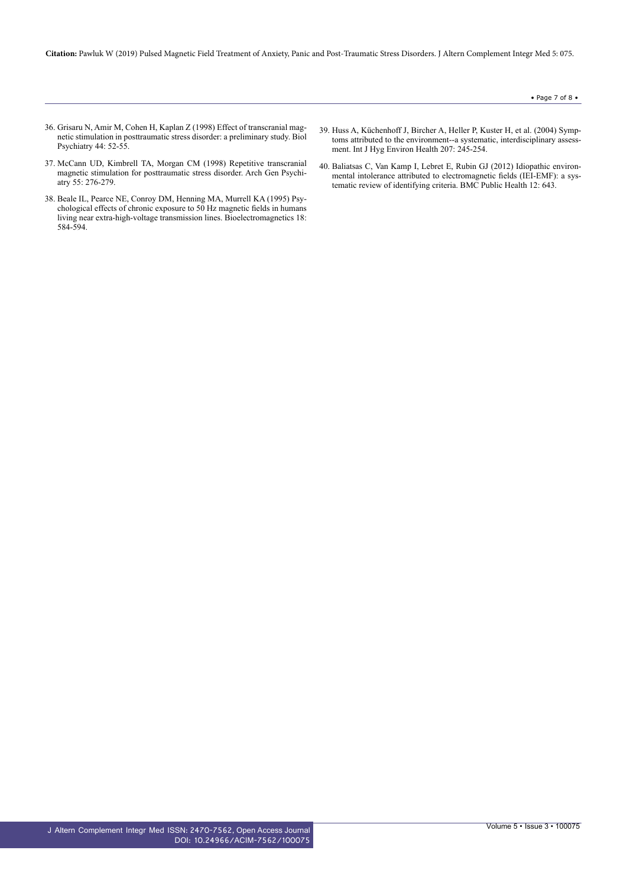36. Grisaru N, Amir M, Cohen H, Kaplan Z (1998) Effect of transcranial magnetic stimulation in posttraumatic stress disorder: a preliminary study. Biol Psychiatry 44: 52-55.

37. McCann UD, Kimbrell TA, Morgan CM (1998) Repetitive transcranial magnetic stimulation for posttraumatic stress disorder. Arch Gen Psychiatry 55: 276-279.

38. Beale IL, Pearce NE, Conroy DM, Henning MA, Murrell KA (1995) Psychological effects of chronic exposure to 50 Hz magnetic fields in humans living near extra-high-voltage transmission lines. Bioelectromagnetics 18: 584-594.

39. Huss A, Küchenhoff J, Bircher A, Heller P, Kuster H, et al. (2004) Symptoms attributed to the environment--a systematic, interdisciplinary assessment. Int J Hyg Environ Health 207: 245-254.

40. Baliatsas C, Van Kamp I, Lebret E, Rubin GJ (2012) Idiopathic environmental intolerance attributed to electromagnetic fields (IEI-EMF): a systematic review of identifying criteria. BMC Public Health 12: 643.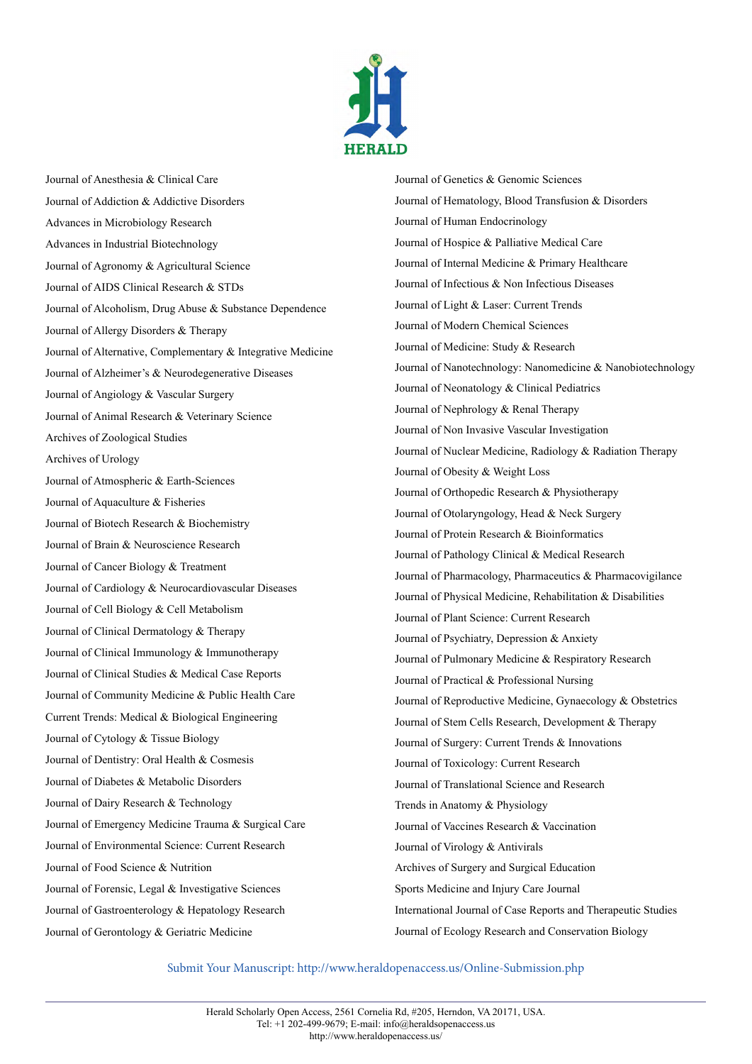HERALD

Journal of Anesthesia & Clinical Care
Journal of Addiction & Addictive Disorders
Advances in Microbiology Research
Advances in Industrial Biotechnology
Journal of Agronomy & Agricultural Science
Journal of AIDS Clinical Research & STDs
Journal of Alcoholism, Drug Abuse & Substance Dependence
Journal of Allergy Disorders & Therapy
Journal of Alternative, Complementary & Integrative Medicine
Journal of Alzheimer's & Neurodegenerative Diseases
Journal of Angiology & Vascular Surgery
Journal of Animal Research & Veterinary Science
Archives of Zoological Studies
Archives of Urology
Journal of Atmospheric & Earth-Sciences
Journal of Aquaculture & Fisheries
Journal of Biotech Research & Biochemistry
Journal of Brain & Neuroscience Research
Journal of Cancer Biology & Treatment
Journal of Cardiology & Neurocardiovascular Diseases
Journal of Cell Biology & Cell Metabolism
Journal of Clinical Dermatology & Therapy
Journal of Clinical Immunology & Immunotherapy
Journal of Clinical Studies & Medical Case Reports
Journal of Community Medicine & Public Health Care
Current Trends: Medical & Biological Engineering
Journal of Cytology & Tissue Biology
Journal of Dentistry: Oral Health & Cosmesis
Journal of Diabetes & Metabolic Disorders
Journal of Dairy Research & Technology
Journal of Emergency Medicine Trauma & Surgical Care
Journal of Environmental Science: Current Research
Journal of Food Science & Nutrition
Journal of Forensic, Legal & Investigative Sciences
Journal of Gastroenterology & Hepatology Research
Journal of Gerontology & Geriatric Medicine
Journal of Genetics & Genomic Sciences
Journal of Hematology, Blood Transfusion & Disorders
Journal of Human Endocrinology
Journal of Hospice & Palliative Medical Care
Journal of Internal Medicine & Primary Healthcare
Journal of Infectious & Non Infectious Diseases
Journal of Light & Laser: Current Trends
Journal of Modern Chemical Sciences
Journal of Medicine: Study & Research
Journal of Nanotechnology: Nanomedicine & Nanobiotechnology
Journal of Neonatology & Clinical Pediatrics
Journal of Nephrology & Renal Therapy
Journal of Non Invasive Vascular Investigation
Journal of Nuclear Medicine, Radiology & Radiation Therapy
Journal of Obesity & Weight Loss
Journal of Orthopedic Research & Physiotherapy
Journal of Otolaryngology, Head & Neck Surgery
Journal of Protein Research & Bioinformatics
Journal of Pathology Clinical & Medical Research
Journal of Pharmacology, Pharmaceutics & Pharmacovigilance
Journal of Physical Medicine, Rehabilitation & Disabilities
Journal of Plant Science: Current Research
Journal of Psychiatry, Depression & Anxiety
Journal of Pulmonary Medicine & Respiratory Research
Journal of Practical & Professional Nursing
Journal of Reproductive Medicine, Gynaecology & Obstetrics
Journal of Stem Cells Research, Development & Therapy
Journal of Surgery: Current Trends & Innovations
Journal of Toxicology: Current Research
Journal of Translational Science and Research
Trends in Anatomy & Physiology
Journal of Vaccines Research & Vaccination
Journal of Virology & Antivirals
Archives of Surgery and Surgical Education
Sports Medicine and Injury Care Journal
International Journal of Case Reports and Therapeutic Studies
Journal of Ecology Research and Conservation Biology

Submit Your Manuscript: http://www.heraldopenaccess.us/Online-Submission.php

Herald Scholarly Open Access, 2561 Cornelia Rd, #205, Herndon, VA 20171, USA.
Tel: +1 202-499-9679; E-mail: info@heraldsopenaccess.us
http://www.heraldopenaccess.us/